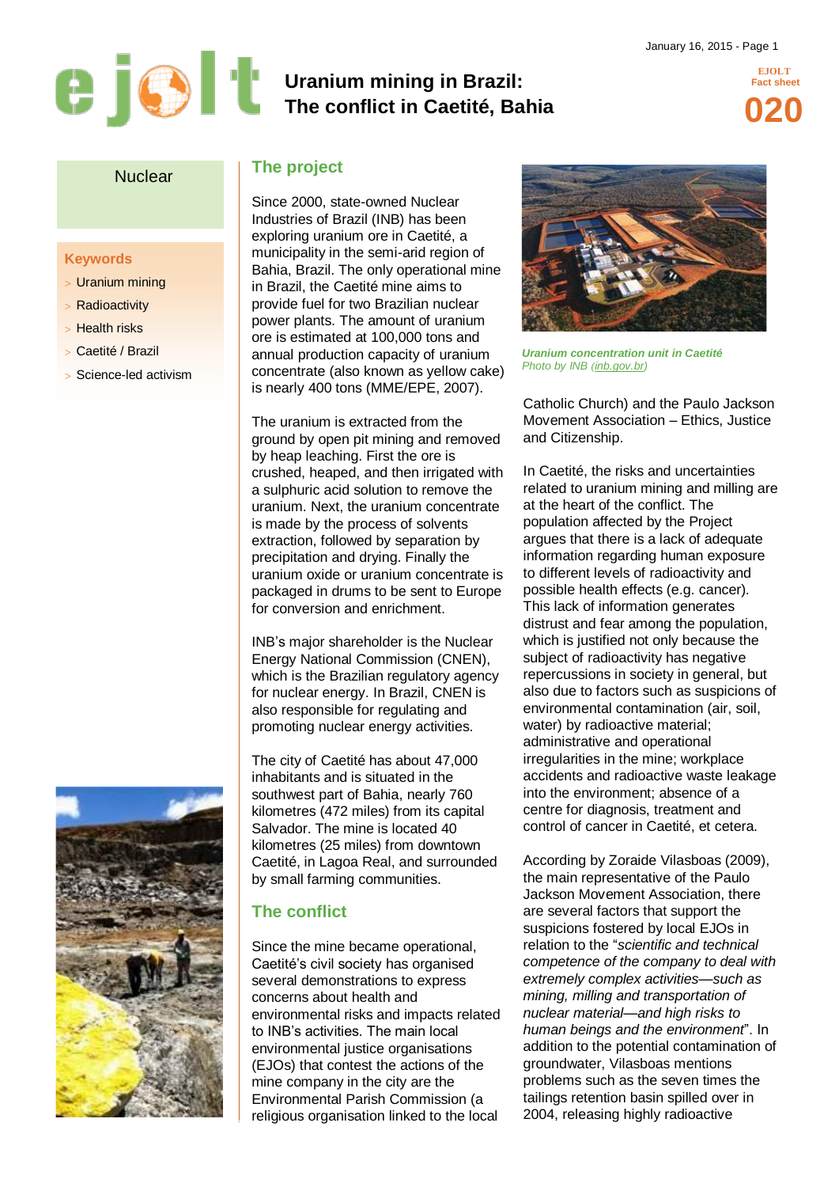# Uranium mining in Brazil: The conflict in Caetité, Bahia

EJOLT Fact sheet 020

Nuclear

**Keywords**

- Uranium mining
- Radioactivity
- Health risks
- Caetité / Brazil
- Science-led activism

## The project

Since 2000, state-owned Nuclear Industries of Brazil (INB) has been exploring uranium ore in Caetité, a municipality in the semi-arid region of Bahia, Brazil. The only operational mine in Brazil, the Caetité mine aims to provide fuel for two Brazilian nuclear power plants. The amount of uranium ore is estimated at 100,000 tons and annual production capacity of uranium concentrate (also known as yellow cake) is nearly 400 tons (MME/EPE, 2007).

The uranium is extracted from the ground by open pit mining and removed by heap leaching. First the ore is crushed, heaped, and then irrigated with a sulphuric acid solution to remove the uranium. Next, the uranium concentrate is made by the process of solvents extraction, followed by separation by precipitation and drying. Finally the uranium oxide or uranium concentrate is packaged in drums to be sent to Europe for conversion and enrichment.

INB's major shareholder is the Nuclear Energy National Commission (CNEN), which is the Brazilian regulatory agency for nuclear energy. In Brazil, CNEN is also responsible for regulating and promoting nuclear energy activities.

The city of Caetité has about 47,000 inhabitants and is situated in the southwest part of Bahia, nearly 760 kilometres (472 miles) from its capital Salvador. The mine is located 40 kilometres (25 miles) from downtown Caetité, in Lagoa Real, and surrounded by small farming communities.

## The conflict

Since the mine became operational, Caetité's civil society has organised several demonstrations to express concerns about health and environmental risks and impacts related to INB's activities. The main local environmental justice organisations (EJOs) that contest the actions of the mine company in the city are the Environmental Parish Commission (a religious organisation linked to the local Catholic Church) and the Paulo Jackson Movement Association – Ethics, Justice and Citizenship.

*Uranium concentration unit in Caetité*
*Photo by INB (inb.gov.br)*

In Caetité, the risks and uncertainties related to uranium mining and milling are at the heart of the conflict. The population affected by the Project argues that there is a lack of adequate information regarding human exposure to different levels of radioactivity and possible health effects (e.g. cancer). This lack of information generates distrust and fear among the population, which is justified not only because the subject of radioactivity has negative repercussions in society in general, but also due to factors such as suspicions of environmental contamination (air, soil, water) by radioactive material; administrative and operational irregularities in the mine; workplace accidents and radioactive waste leakage into the environment; absence of a centre for diagnosis, treatment and control of cancer in Caetité, et cetera.

According by Zoraide Vilasboas (2009), the main representative of the Paulo Jackson Movement Association, there are several factors that support the suspicions fostered by local EJOs in relation to the "*scientific and technical competence of the company to deal with extremely complex activities—such as mining, milling and transportation of nuclear material—and high risks to human beings and the environment*". In addition to the potential contamination of groundwater, Vilasboas mentions problems such as the seven times the tailings retention basin spilled over in 2004, releasing highly radioactive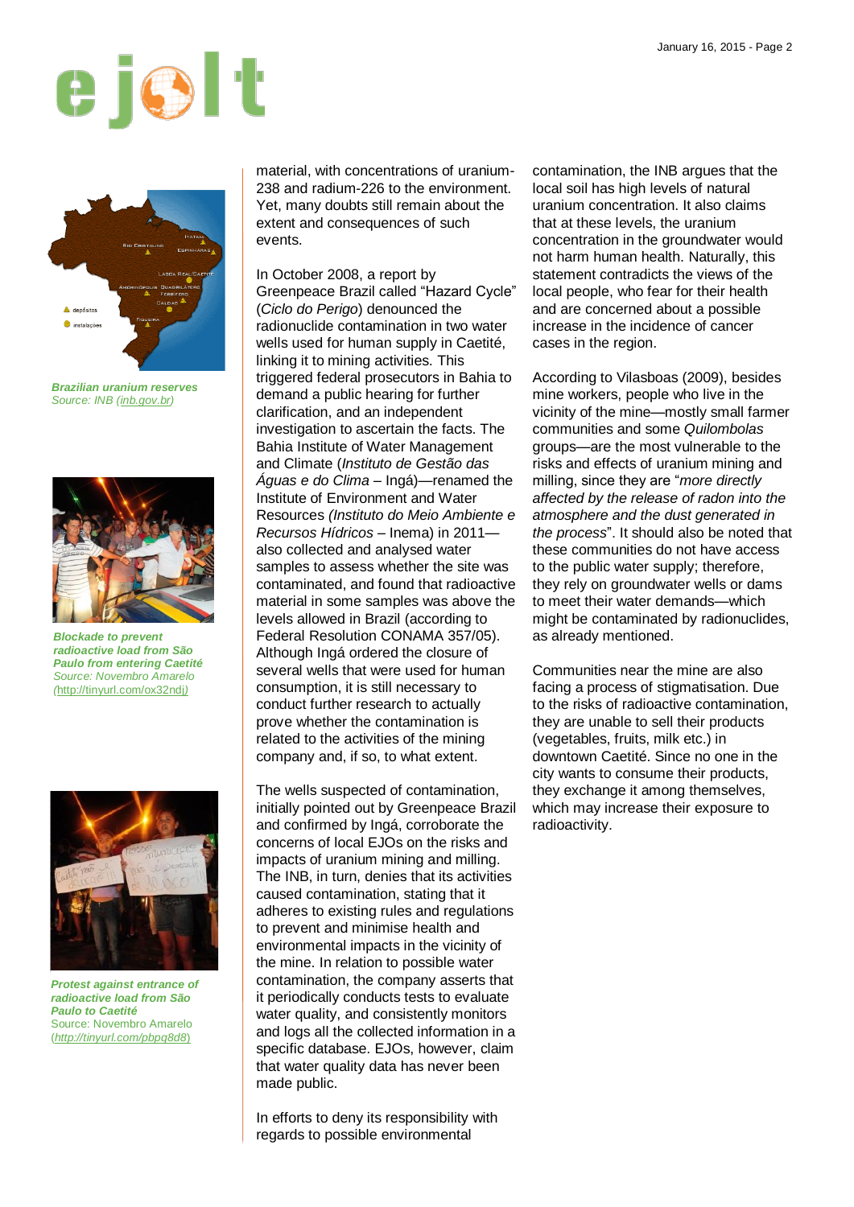*Brazilian uranium reserves*
*Source: INB (inb.gov.br)*

***Blockade to prevent radioactive load from São Paulo from entering Caetité***
*Source: Novembro Amarelo (http://tinyurl.com/ox32ndj)*

***Protest against entrance of radioactive load from São Paulo to Caetité***
Source: Novembro Amarelo (*http://tinyurl.com/pbpq8d8*)

material, with concentrations of uranium-238 and radium-226 to the environment. Yet, many doubts still remain about the extent and consequences of such events.

In October 2008, a report by Greenpeace Brazil called "Hazard Cycle" (*Ciclo do Perigo*) denounced the radionuclide contamination in two water wells used for human supply in Caetité, linking it to mining activities. This triggered federal prosecutors in Bahia to demand a public hearing for further clarification, and an independent investigation to ascertain the facts. The Bahia Institute of Water Management and Climate (*Instituto de Gestão das Águas e do Clima* – Ingá)—renamed the Institute of Environment and Water Resources *(Instituto do Meio Ambiente e Recursos Hídricos* – Inema) in 2011—also collected and analysed water samples to assess whether the site was contaminated, and found that radioactive material in some samples was above the levels allowed in Brazil (according to Federal Resolution CONAMA 357/05). Although Ingá ordered the closure of several wells that were used for human consumption, it is still necessary to conduct further research to actually prove whether the contamination is related to the activities of the mining company and, if so, to what extent.

The wells suspected of contamination, initially pointed out by Greenpeace Brazil and confirmed by Ingá, corroborate the concerns of local EJOs on the risks and impacts of uranium mining and milling. The INB, in turn, denies that its activities caused contamination, stating that it adheres to existing rules and regulations to prevent and minimise health and environmental impacts in the vicinity of the mine. In relation to possible water contamination, the company asserts that it periodically conducts tests to evaluate water quality, and consistently monitors and logs all the collected information in a specific database. EJOs, however, claim that water quality data has never been made public.

In efforts to deny its responsibility with regards to possible environmental contamination, the INB argues that the local soil has high levels of natural uranium concentration. It also claims that at these levels, the uranium concentration in the groundwater would not harm human health. Naturally, this statement contradicts the views of the local people, who fear for their health and are concerned about a possible increase in the incidence of cancer cases in the region.

According to Vilasboas (2009), besides mine workers, people who live in the vicinity of the mine—mostly small farmer communities and some *Quilombolas* groups—are the most vulnerable to the risks and effects of uranium mining and milling, since they are "*more directly affected by the release of radon into the atmosphere and the dust generated in the process*". It should also be noted that these communities do not have access to the public water supply; therefore, they rely on groundwater wells or dams to meet their water demands—which might be contaminated by radionuclides, as already mentioned.

Communities near the mine are also facing a process of stigmatisation. Due to the risks of radioactive contamination, they are unable to sell their products (vegetables, fruits, milk etc.) in downtown Caetité. Since no one in the city wants to consume their products, they exchange it among themselves, which may increase their exposure to radioactivity.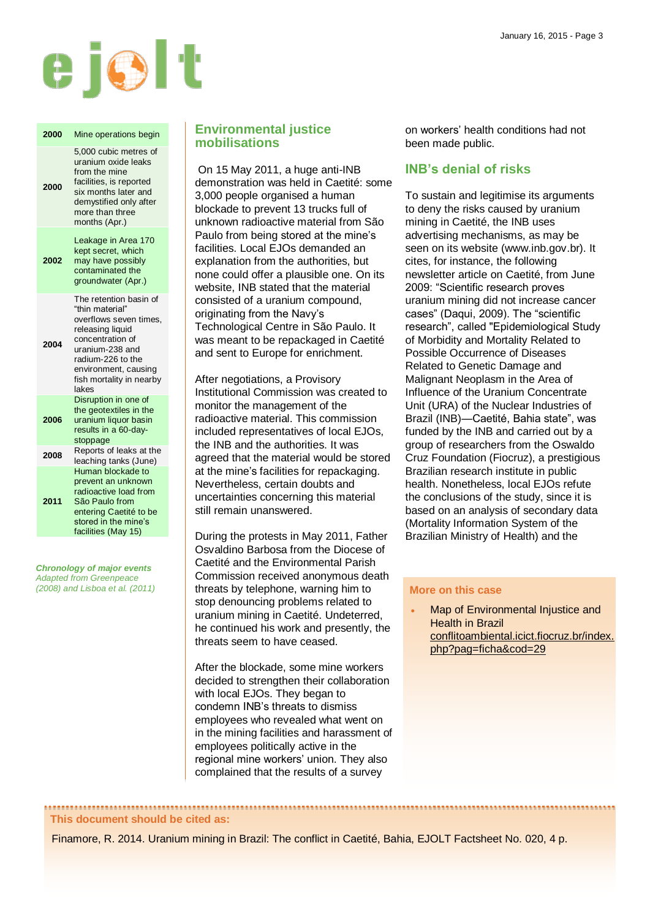| | |
|---|---|
| **2000** | Mine operations begin |
| **2000** | 5,000 cubic metres of uranium oxide leaks from the mine facilities, is reported six months later and demystified only after more than three months (Apr.) |
| **2002** | Leakage in Area 170 kept secret, which may have possibly contaminated the groundwater (Apr.) |
| **2004** | The retention basin of "thin material" overflows seven times, releasing liquid concentration of uranium-238 and radium-226 to the environment, causing fish mortality in nearby lakes |
| **2006** | Disruption in one of the geotextiles in the uranium liquor basin results in a 60-day-stoppage |
| **2008** | Reports of leaks at the leaching tanks (June) |
| **2011** | Human blockade to prevent an unknown radioactive load from São Paulo from entering Caetité to be stored in the mine's facilities (May 15) |

***Chronology of major events***
*Adapted from Greenpeace (2008) and Lisboa et al. (2011)*

## Environmental justice mobilisations

On 15 May 2011, a huge anti-INB demonstration was held in Caetité: some 3,000 people organised a human blockade to prevent 13 trucks full of unknown radioactive material from São Paulo from being stored at the mine's facilities. Local EJOs demanded an explanation from the authorities, but none could offer a plausible one. On its website, INB stated that the material consisted of a uranium compound, originating from the Navy's Technological Centre in São Paulo. It was meant to be repackaged in Caetité and sent to Europe for enrichment.

After negotiations, a Provisory Institutional Commission was created to monitor the management of the radioactive material. This commission included representatives of local EJOs, the INB and the authorities. It was agreed that the material would be stored at the mine's facilities for repackaging. Nevertheless, certain doubts and uncertainties concerning this material still remain unanswered.

During the protests in May 2011, Father Osvaldino Barbosa from the Diocese of Caetité and the Environmental Parish Commission received anonymous death threats by telephone, warning him to stop denouncing problems related to uranium mining in Caetité. Undeterred, he continued his work and presently, the threats seem to have ceased.

After the blockade, some mine workers decided to strengthen their collaboration with local EJOs. They began to condemn INB's threats to dismiss employees who revealed what went on in the mining facilities and harassment of employees politically active in the regional mine workers' union. They also complained that the results of a survey on workers' health conditions had not been made public.

## INB's denial of risks

To sustain and legitimise its arguments to deny the risks caused by uranium mining in Caetité, the INB uses advertising mechanisms, as may be seen on its website (www.inb.gov.br). It cites, for instance, the following newsletter article on Caetité, from June 2009: "Scientific research proves uranium mining did not increase cancer cases" (Daqui, 2009). The "scientific research", called "Epidemiological Study of Morbidity and Mortality Related to Possible Occurrence of Diseases Related to Genetic Damage and Malignant Neoplasm in the Area of Influence of the Uranium Concentrate Unit (URA) of the Nuclear Industries of Brazil (INB)—Caetité, Bahia state", was funded by the INB and carried out by a group of researchers from the Oswaldo Cruz Foundation (Fiocruz), a prestigious Brazilian research institute in public health. Nonetheless, local EJOs refute the conclusions of the study, since it is based on an analysis of secondary data (Mortality Information System of the Brazilian Ministry of Health) and the

### More on this case

- Map of Environmental Injustice and Health in Brazil
  conflitoambiental.icict.fiocruz.br/index.php?pag=ficha&cod=29

**This document should be cited as:**

Finamore, R. 2014. Uranium mining in Brazil: The conflict in Caetité, Bahia, EJOLT Factsheet No. 020, 4 p.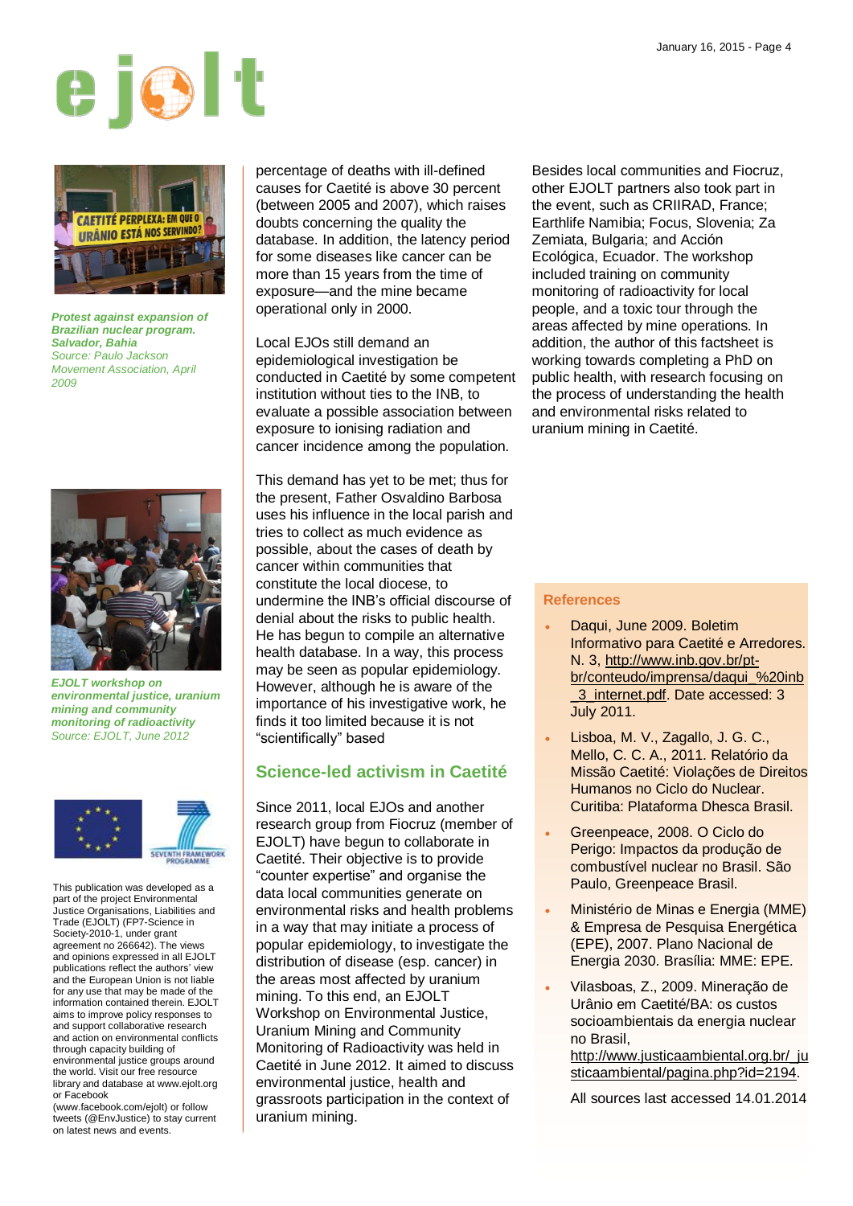*Protest against expansion of Brazilian nuclear program. Salvador, Bahia*
*Source: Paulo Jackson Movement Association, April 2009*

*EJOLT workshop on environmental justice, uranium mining and community monitoring of radioactivity*
*Source: EJOLT, June 2012*

This publication was developed as a part of the project Environmental Justice Organisations, Liabilities and Trade (EJOLT) (FP7-Science in Society-2010-1, under grant agreement no 266642). The views and opinions expressed in all EJOLT publications reflect the authors' view and the European Union is not liable for any use that may be made of the information contained therein. EJOLT aims to improve policy responses to and support collaborative research and action on environmental conflicts through capacity building of environmental justice groups around the world. Visit our free resource library and database at www.ejolt.org or Facebook (www.facebook.com/ejolt) or follow tweets (@EnvJustice) to stay current on latest news and events.

percentage of deaths with ill-defined causes for Caetité is above 30 percent (between 2005 and 2007), which raises doubts concerning the quality the database. In addition, the latency period for some diseases like cancer can be more than 15 years from the time of exposure—and the mine became operational only in 2000.

Local EJOs still demand an epidemiological investigation be conducted in Caetité by some competent institution without ties to the INB, to evaluate a possible association between exposure to ionising radiation and cancer incidence among the population.

This demand has yet to be met; thus for the present, Father Osvaldino Barbosa uses his influence in the local parish and tries to collect as much evidence as possible, about the cases of death by cancer within communities that constitute the local diocese, to undermine the INB's official discourse of denial about the risks to public health. He has begun to compile an alternative health database. In a way, this process may be seen as popular epidemiology. However, although he is aware of the importance of his investigative work, he finds it too limited because it is not "scientifically" based

## Science-led activism in Caetité

Since 2011, local EJOs and another research group from Fiocruz (member of EJOLT) have begun to collaborate in Caetité. Their objective is to provide "counter expertise" and organise the data local communities generate on environmental risks and health problems in a way that may initiate a process of popular epidemiology, to investigate the distribution of disease (esp. cancer) in the areas most affected by uranium mining. To this end, an EJOLT Workshop on Environmental Justice, Uranium Mining and Community Monitoring of Radioactivity was held in Caetité in June 2012. It aimed to discuss environmental justice, health and grassroots participation in the context of uranium mining.

Besides local communities and Fiocruz, other EJOLT partners also took part in the event, such as CRIIRAD, France; Earthlife Namibia; Focus, Slovenia; Za Zemiata, Bulgaria; and Acción Ecológica, Ecuador. The workshop included training on community monitoring of radioactivity for local people, and a toxic tour through the areas affected by mine operations. In addition, the author of this factsheet is working towards completing a PhD on public health, with research focusing on the process of understanding the health and environmental risks related to uranium mining in Caetité.

### References

- Daqui, June 2009. Boletim Informativo para Caetité e Arredores. N. 3, http://www.inb.gov.br/pt-br/conteudo/imprensa/daqui_%20inb_3_internet.pdf. Date accessed: 3 July 2011.
- Lisboa, M. V., Zagallo, J. G. C., Mello, C. C. A., 2011. Relatório da Missão Caetité: Violações de Direitos Humanos no Ciclo do Nuclear. Curitiba: Plataforma Dhesca Brasil.
- Greenpeace, 2008. O Ciclo do Perigo: Impactos da produção de combustível nuclear no Brasil. São Paulo, Greenpeace Brasil.
- Ministério de Minas e Energia (MME) & Empresa de Pesquisa Energética (EPE), 2007. Plano Nacional de Energia 2030. Brasília: MME: EPE.
- Vilasboas, Z., 2009. Mineração de Urânio em Caetité/BA: os custos socioambientais da energia nuclear no Brasil, http://www.justicaambiental.org.br/_justicaambiental/pagina.php?id=2194.

All sources last accessed 14.01.2014